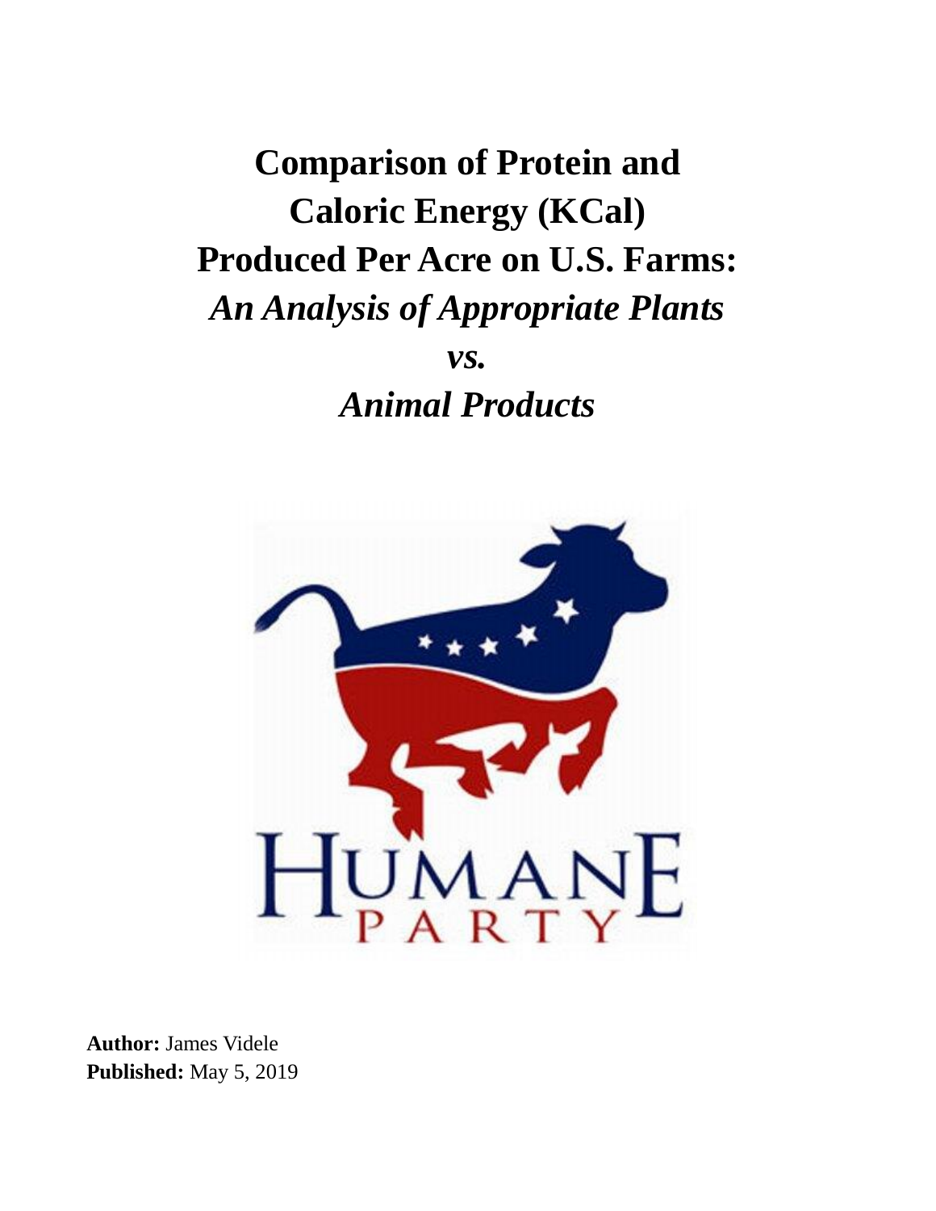# Comparison of Protein and Caloric Energy (KCal) Produced Per Acre on U.S. Farms: *An Analysis of Appropriate Plants vs. Animal Products*

**Author:** James Videle
**Published:** May 5, 2019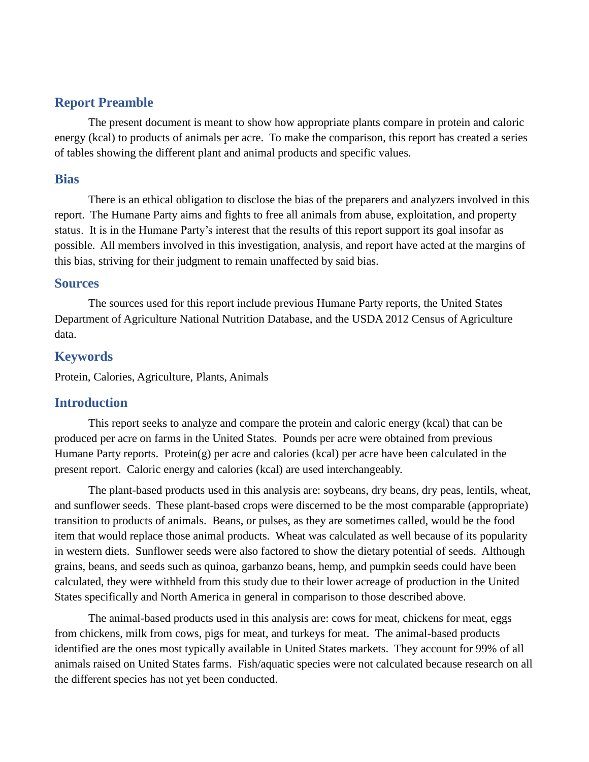## Report Preamble

The present document is meant to show how appropriate plants compare in protein and caloric energy (kcal) to products of animals per acre. To make the comparison, this report has created a series of tables showing the different plant and animal products and specific values.

## Bias

There is an ethical obligation to disclose the bias of the preparers and analyzers involved in this report. The Humane Party aims and fights to free all animals from abuse, exploitation, and property status. It is in the Humane Party's interest that the results of this report support its goal insofar as possible. All members involved in this investigation, analysis, and report have acted at the margins of this bias, striving for their judgment to remain unaffected by said bias.

## Sources

The sources used for this report include previous Humane Party reports, the United States Department of Agriculture National Nutrition Database, and the USDA 2012 Census of Agriculture data.

## Keywords

Protein, Calories, Agriculture, Plants, Animals

## Introduction

This report seeks to analyze and compare the protein and caloric energy (kcal) that can be produced per acre on farms in the United States. Pounds per acre were obtained from previous Humane Party reports. Protein(g) per acre and calories (kcal) per acre have been calculated in the present report. Caloric energy and calories (kcal) are used interchangeably.

The plant-based products used in this analysis are: soybeans, dry beans, dry peas, lentils, wheat, and sunflower seeds. These plant-based crops were discerned to be the most comparable (appropriate) transition to products of animals. Beans, or pulses, as they are sometimes called, would be the food item that would replace those animal products. Wheat was calculated as well because of its popularity in western diets. Sunflower seeds were also factored to show the dietary potential of seeds. Although grains, beans, and seeds such as quinoa, garbanzo beans, hemp, and pumpkin seeds could have been calculated, they were withheld from this study due to their lower acreage of production in the United States specifically and North America in general in comparison to those described above.

The animal-based products used in this analysis are: cows for meat, chickens for meat, eggs from chickens, milk from cows, pigs for meat, and turkeys for meat. The animal-based products identified are the ones most typically available in United States markets. They account for 99% of all animals raised on United States farms. Fish/aquatic species were not calculated because research on all the different species has not yet been conducted.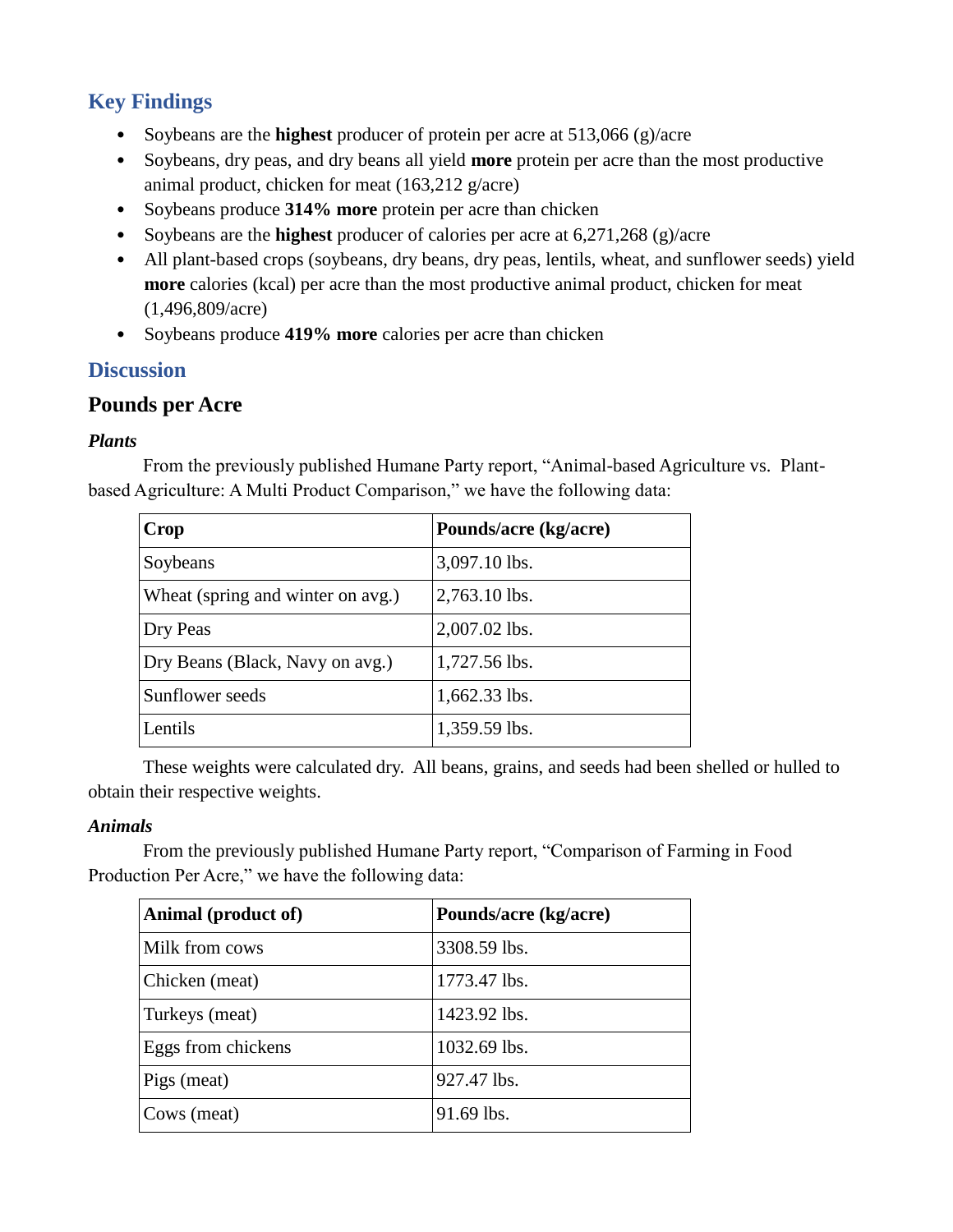## Key Findings

- Soybeans are the **highest** producer of protein per acre at 513,066 (g)/acre
- Soybeans, dry peas, and dry beans all yield **more** protein per acre than the most productive animal product, chicken for meat (163,212 g/acre)
- Soybeans produce **314% more** protein per acre than chicken
- Soybeans are the **highest** producer of calories per acre at 6,271,268 (g)/acre
- All plant-based crops (soybeans, dry beans, dry peas, lentils, wheat, and sunflower seeds) yield **more** calories (kcal) per acre than the most productive animal product, chicken for meat (1,496,809/acre)
- Soybeans produce **419% more** calories per acre than chicken

## Discussion

### Pounds per Acre

***Plants***

From the previously published Humane Party report, "Animal-based Agriculture vs. Plant-based Agriculture: A Multi Product Comparison," we have the following data:

| Crop | Pounds/acre (kg/acre) |
|---|---|
| Soybeans | 3,097.10 lbs. |
| Wheat (spring and winter on avg.) | 2,763.10 lbs. |
| Dry Peas | 2,007.02 lbs. |
| Dry Beans (Black, Navy on avg.) | 1,727.56 lbs. |
| Sunflower seeds | 1,662.33 lbs. |
| Lentils | 1,359.59 lbs. |

These weights were calculated dry. All beans, grains, and seeds had been shelled or hulled to obtain their respective weights.

***Animals***

From the previously published Humane Party report, "Comparison of Farming in Food Production Per Acre," we have the following data:

| Animal (product of) | Pounds/acre (kg/acre) |
|---|---|
| Milk from cows | 3308.59 lbs. |
| Chicken (meat) | 1773.47 lbs. |
| Turkeys (meat) | 1423.92 lbs. |
| Eggs from chickens | 1032.69 lbs. |
| Pigs (meat) | 927.47 lbs. |
| Cows (meat) | 91.69 lbs. |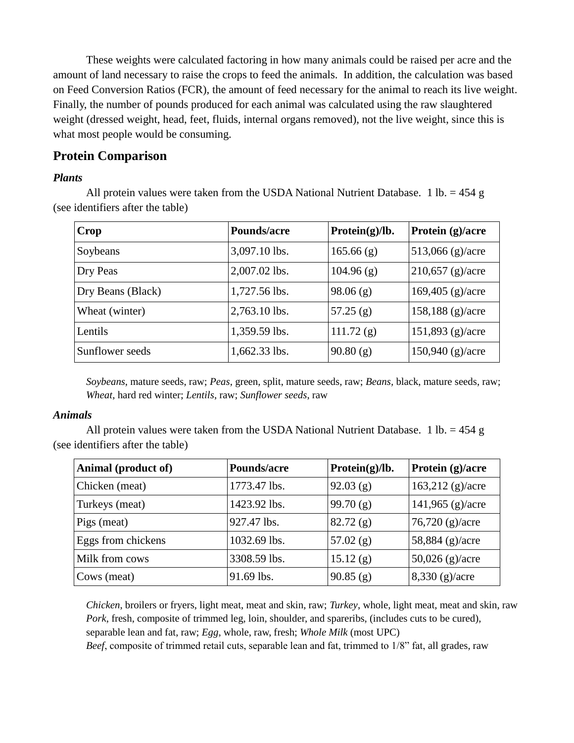These weights were calculated factoring in how many animals could be raised per acre and the amount of land necessary to raise the crops to feed the animals. In addition, the calculation was based on Feed Conversion Ratios (FCR), the amount of feed necessary for the animal to reach its live weight. Finally, the number of pounds produced for each animal was calculated using the raw slaughtered weight (dressed weight, head, feet, fluids, internal organs removed), not the live weight, since this is what most people would be consuming.

## Protein Comparison

### *Plants*

All protein values were taken from the USDA National Nutrient Database. 1 lb. = 454 g (see identifiers after the table)

| Crop | Pounds/acre | Protein(g)/lb. | Protein (g)/acre |
|---|---|---|---|
| Soybeans | 3,097.10 lbs. | 165.66 (g) | 513,066 (g)/acre |
| Dry Peas | 2,007.02 lbs. | 104.96 (g) | 210,657 (g)/acre |
| Dry Beans (Black) | 1,727.56 lbs. | 98.06 (g) | 169,405 (g)/acre |
| Wheat (winter) | 2,763.10 lbs. | 57.25 (g) | 158,188 (g)/acre |
| Lentils | 1,359.59 lbs. | 111.72 (g) | 151,893 (g)/acre |
| Sunflower seeds | 1,662.33 lbs. | 90.80 (g) | 150,940 (g)/acre |

*Soybeans*, mature seeds, raw; *Peas*, green, split, mature seeds, raw; *Beans*, black, mature seeds, raw; *Wheat*, hard red winter; *Lentils*, raw; *Sunflower seeds*, raw

### *Animals*

All protein values were taken from the USDA National Nutrient Database. 1 lb. = 454 g (see identifiers after the table)

| Animal (product of) | Pounds/acre | Protein(g)/lb. | Protein (g)/acre |
|---|---|---|---|
| Chicken (meat) | 1773.47 lbs. | 92.03 (g) | 163,212 (g)/acre |
| Turkeys (meat) | 1423.92 lbs. | 99.70 (g) | 141,965 (g)/acre |
| Pigs (meat) | 927.47 lbs. | 82.72 (g) | 76,720 (g)/acre |
| Eggs from chickens | 1032.69 lbs. | 57.02 (g) | 58,884 (g)/acre |
| Milk from cows | 3308.59 lbs. | 15.12 (g) | 50,026 (g)/acre |
| Cows (meat) | 91.69 lbs. | 90.85 (g) | 8,330 (g)/acre |

*Chicken*, broilers or fryers, light meat, meat and skin, raw; *Turkey*, whole, light meat, meat and skin, raw
*Pork*, fresh, composite of trimmed leg, loin, shoulder, and spareribs, (includes cuts to be cured), separable lean and fat, raw; *Egg*, whole, raw, fresh; *Whole Milk* (most UPC)
*Beef*, composite of trimmed retail cuts, separable lean and fat, trimmed to 1/8" fat, all grades, raw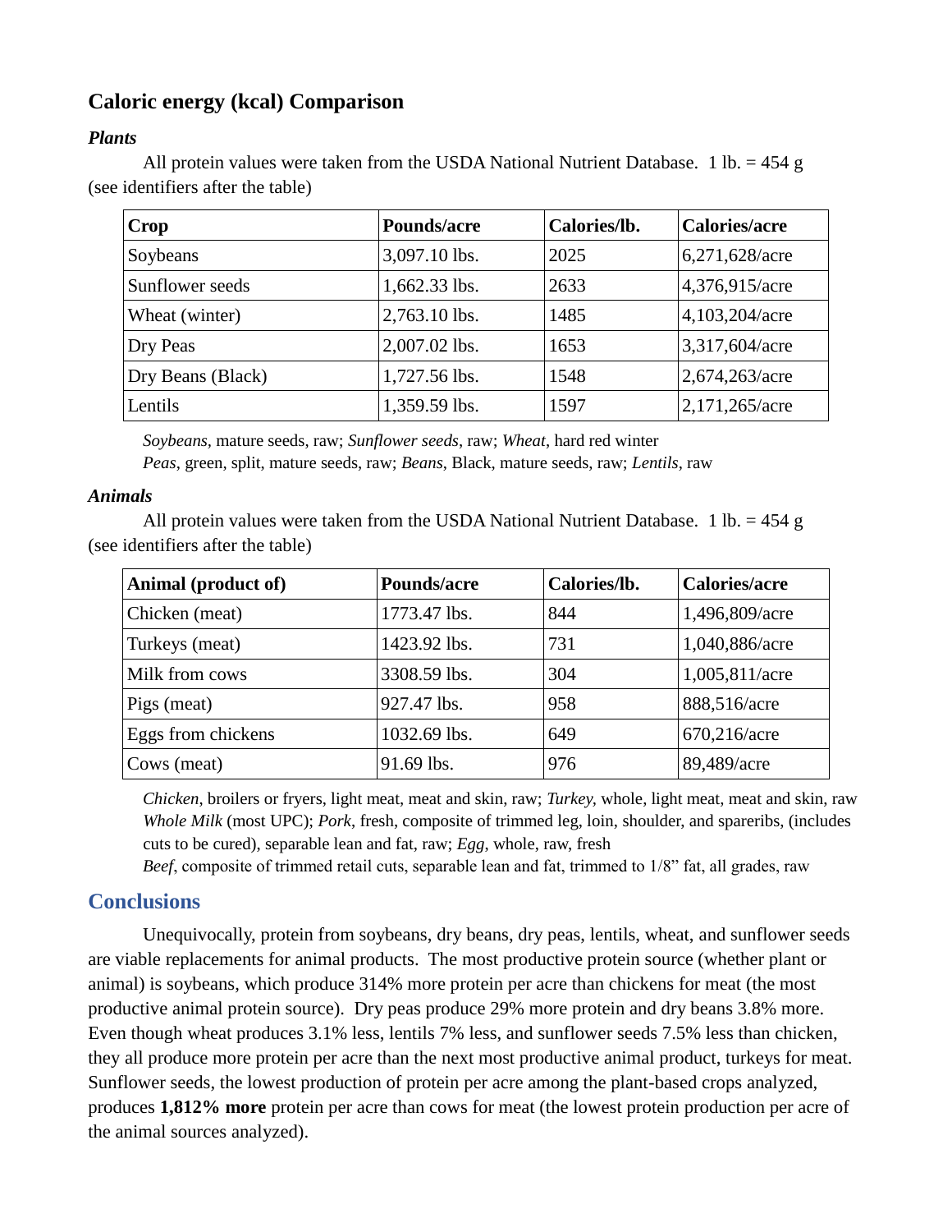## Caloric energy (kcal) Comparison

### *Plants*

All protein values were taken from the USDA National Nutrient Database. 1 lb. = 454 g (see identifiers after the table)

| Crop | Pounds/acre | Calories/lb. | Calories/acre |
|---|---|---|---|
| Soybeans | 3,097.10 lbs. | 2025 | 6,271,628/acre |
| Sunflower seeds | 1,662.33 lbs. | 2633 | 4,376,915/acre |
| Wheat (winter) | 2,763.10 lbs. | 1485 | 4,103,204/acre |
| Dry Peas | 2,007.02 lbs. | 1653 | 3,317,604/acre |
| Dry Beans (Black) | 1,727.56 lbs. | 1548 | 2,674,263/acre |
| Lentils | 1,359.59 lbs. | 1597 | 2,171,265/acre |

*Soybeans*, mature seeds, raw; *Sunflower seeds*, raw; *Wheat*, hard red winter
*Peas*, green, split, mature seeds, raw; *Beans*, Black, mature seeds, raw; *Lentils*, raw

### *Animals*

All protein values were taken from the USDA National Nutrient Database. 1 lb. = 454 g (see identifiers after the table)

| Animal (product of) | Pounds/acre | Calories/lb. | Calories/acre |
|---|---|---|---|
| Chicken (meat) | 1773.47 lbs. | 844 | 1,496,809/acre |
| Turkeys (meat) | 1423.92 lbs. | 731 | 1,040,886/acre |
| Milk from cows | 3308.59 lbs. | 304 | 1,005,811/acre |
| Pigs (meat) | 927.47 lbs. | 958 | 888,516/acre |
| Eggs from chickens | 1032.69 lbs. | 649 | 670,216/acre |
| Cows (meat) | 91.69 lbs. | 976 | 89,489/acre |

*Chicken*, broilers or fryers, light meat, meat and skin, raw; *Turkey*, whole, light meat, meat and skin, raw
*Whole Milk* (most UPC); *Pork*, fresh, composite of trimmed leg, loin, shoulder, and spareribs, (includes cuts to be cured), separable lean and fat, raw; *Egg*, whole, raw, fresh
*Beef*, composite of trimmed retail cuts, separable lean and fat, trimmed to 1/8" fat, all grades, raw

## Conclusions

Unequivocally, protein from soybeans, dry beans, dry peas, lentils, wheat, and sunflower seeds are viable replacements for animal products. The most productive protein source (whether plant or animal) is soybeans, which produce 314% more protein per acre than chickens for meat (the most productive animal protein source). Dry peas produce 29% more protein and dry beans 3.8% more. Even though wheat produces 3.1% less, lentils 7% less, and sunflower seeds 7.5% less than chicken, they all produce more protein per acre than the next most productive animal product, turkeys for meat. Sunflower seeds, the lowest production of protein per acre among the plant-based crops analyzed, produces **1,812% more** protein per acre than cows for meat (the lowest protein production per acre of the animal sources analyzed).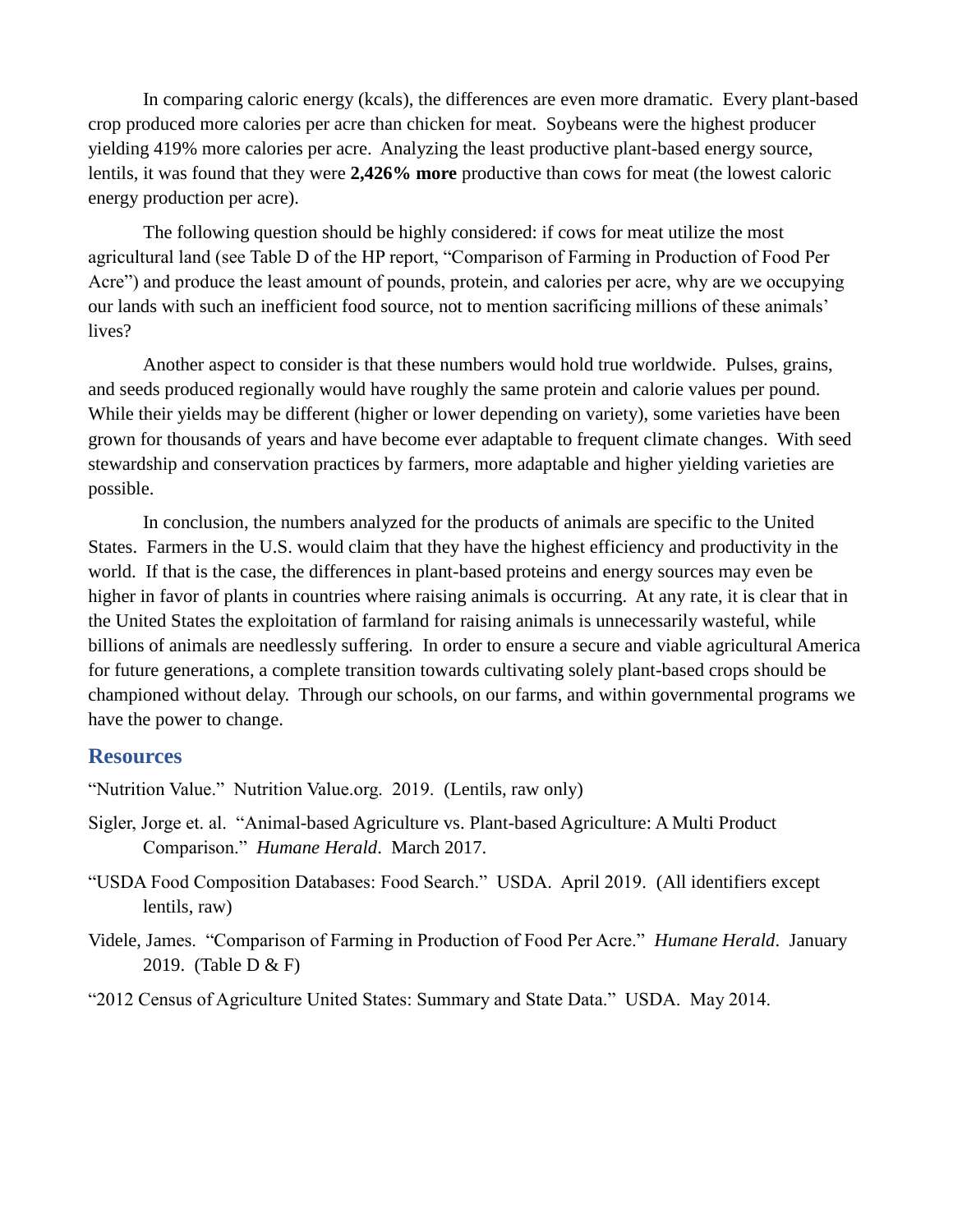In comparing caloric energy (kcals), the differences are even more dramatic. Every plant-based crop produced more calories per acre than chicken for meat. Soybeans were the highest producer yielding 419% more calories per acre. Analyzing the least productive plant-based energy source, lentils, it was found that they were **2,426% more** productive than cows for meat (the lowest caloric energy production per acre).

The following question should be highly considered: if cows for meat utilize the most agricultural land (see Table D of the HP report, "Comparison of Farming in Production of Food Per Acre") and produce the least amount of pounds, protein, and calories per acre, why are we occupying our lands with such an inefficient food source, not to mention sacrificing millions of these animals' lives?

Another aspect to consider is that these numbers would hold true worldwide. Pulses, grains, and seeds produced regionally would have roughly the same protein and calorie values per pound. While their yields may be different (higher or lower depending on variety), some varieties have been grown for thousands of years and have become ever adaptable to frequent climate changes. With seed stewardship and conservation practices by farmers, more adaptable and higher yielding varieties are possible.

In conclusion, the numbers analyzed for the products of animals are specific to the United States. Farmers in the U.S. would claim that they have the highest efficiency and productivity in the world. If that is the case, the differences in plant-based proteins and energy sources may even be higher in favor of plants in countries where raising animals is occurring. At any rate, it is clear that in the United States the exploitation of farmland for raising animals is unnecessarily wasteful, while billions of animals are needlessly suffering. In order to ensure a secure and viable agricultural America for future generations, a complete transition towards cultivating solely plant-based crops should be championed without delay. Through our schools, on our farms, and within governmental programs we have the power to change.

## Resources

"Nutrition Value." Nutrition Value.org. 2019. (Lentils, raw only)

Sigler, Jorge et. al. "Animal-based Agriculture vs. Plant-based Agriculture: A Multi Product Comparison." *Humane Herald*. March 2017.

"USDA Food Composition Databases: Food Search." USDA. April 2019. (All identifiers except lentils, raw)

Videle, James. "Comparison of Farming in Production of Food Per Acre." *Humane Herald*. January 2019. (Table D & F)

"2012 Census of Agriculture United States: Summary and State Data." USDA. May 2014.